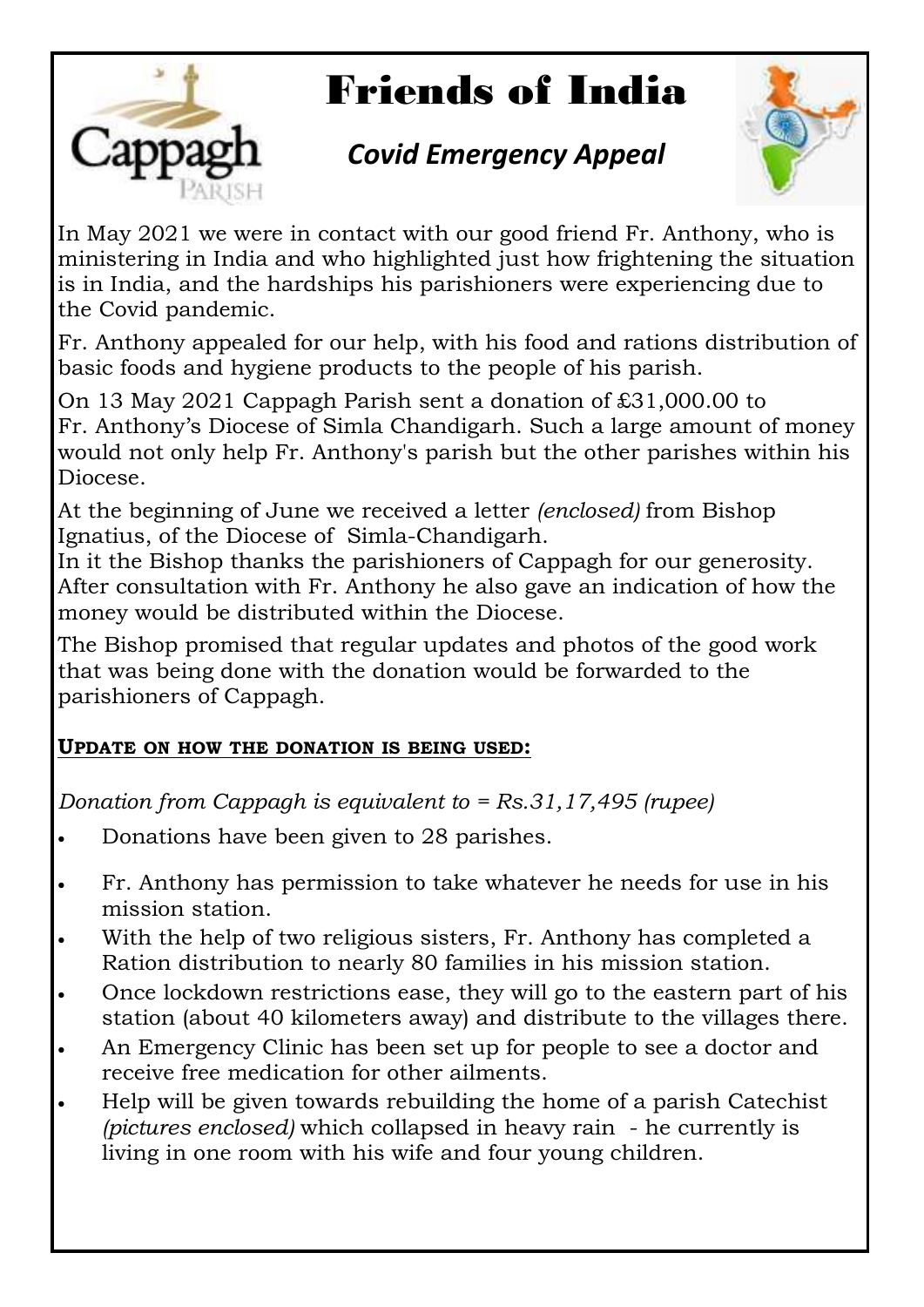# Friends of India

## *Covid Emergency Appeal*

In May 2021 we were in contact with our good friend Fr. Anthony, who is ministering in India and who highlighted just how frightening the situation is in India, and the hardships his parishioners were experiencing due to the Covid pandemic.

Fr. Anthony appealed for our help, with his food and rations distribution of basic foods and hygiene products to the people of his parish.

On 13 May 2021 Cappagh Parish sent a donation of £31,000.00 to Fr. Anthony's Diocese of Simla Chandigarh. Such a large amount of money would not only help Fr. Anthony's parish but the other parishes within his Diocese.

At the beginning of June we received a letter *(enclosed)* from Bishop Ignatius, of the Diocese of Simla-Chandigarh.
In it the Bishop thanks the parishioners of Cappagh for our generosity. After consultation with Fr. Anthony he also gave an indication of how the money would be distributed within the Diocese.

The Bishop promised that regular updates and photos of the good work that was being done with the donation would be forwarded to the parishioners of Cappagh.

**UPDATE ON HOW THE DONATION IS BEING USED:**

*Donation from Cappagh is equivalent to = Rs.31,17,495 (rupee)*

- Donations have been given to 28 parishes.
- Fr. Anthony has permission to take whatever he needs for use in his mission station.
- With the help of two religious sisters, Fr. Anthony has completed a Ration distribution to nearly 80 families in his mission station.
- Once lockdown restrictions ease, they will go to the eastern part of his station (about 40 kilometers away) and distribute to the villages there.
- An Emergency Clinic has been set up for people to see a doctor and receive free medication for other ailments.
- Help will be given towards rebuilding the home of a parish Catechist *(pictures enclosed)* which collapsed in heavy rain - he currently is living in one room with his wife and four young children.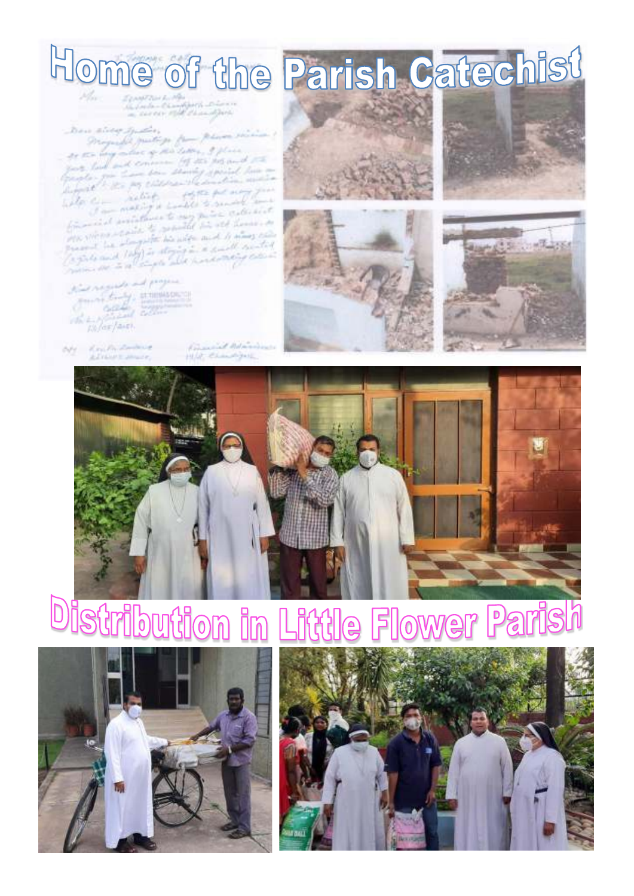# Home of the Parish Catechist

# Distribution in Little Flower Parish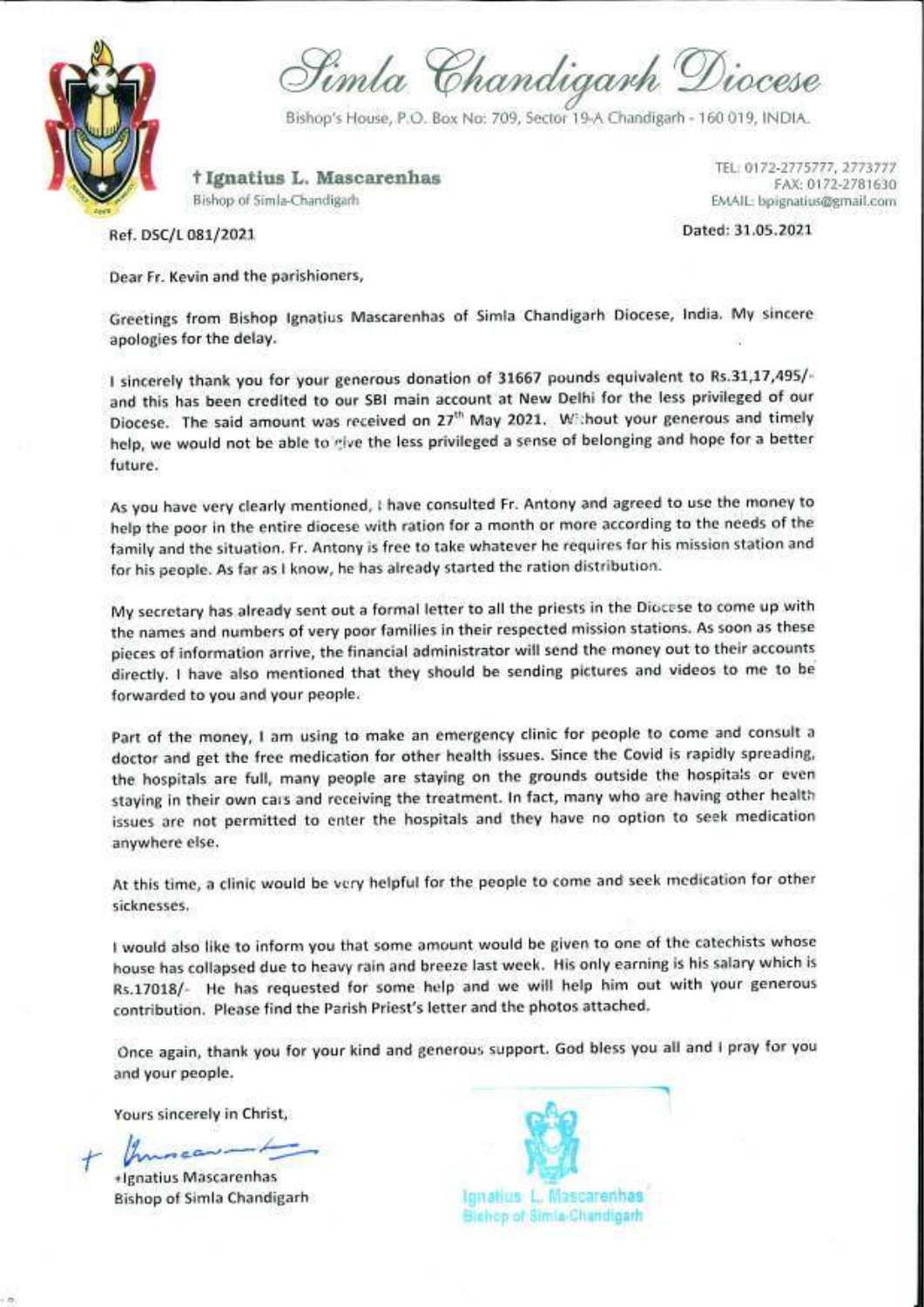# Simla Chandigarh Diocese

Bishop's House, P.O. Box No: 709, Sector 19-A Chandigarh - 160 019, INDIA.

**† Ignatius L. Mascarenhas**
Bishop of Simla-Chandigarh

TEL: 0172-2775777, 2773777
FAX: 0172-2781630
EMAIL: bpignatius@gmail.com

Ref. DSC/L 081/2021

Dated: 31.05.2021

Dear Fr. Kevin and the parishioners,

Greetings from Bishop Ignatius Mascarenhas of Simla Chandigarh Diocese, India. My sincere apologies for the delay.

I sincerely thank you for your generous donation of 31667 pounds equivalent to Rs.31,17,495/- and this has been credited to our SBI main account at New Delhi for the less privileged of our Diocese. The said amount was received on 27th May 2021. Without your generous and timely help, we would not be able to give the less privileged a sense of belonging and hope for a better future.

As you have very clearly mentioned, I have consulted Fr. Antony and agreed to use the money to help the poor in the entire diocese with ration for a month or more according to the needs of the family and the situation. Fr. Antony is free to take whatever he requires for his mission station and for his people. As far as I know, he has already started the ration distribution.

My secretary has already sent out a formal letter to all the priests in the Diocese to come up with the names and numbers of very poor families in their respected mission stations. As soon as these pieces of information arrive, the financial administrator will send the money out to their accounts directly. I have also mentioned that they should be sending pictures and videos to me to be forwarded to you and your people.

Part of the money, I am using to make an emergency clinic for people to come and consult a doctor and get the free medication for other health issues. Since the Covid is rapidly spreading, the hospitals are full, many people are staying on the grounds outside the hospitals or even staying in their own cars and receiving the treatment. In fact, many who are having other health issues are not permitted to enter the hospitals and they have no option to seek medication anywhere else.

At this time, a clinic would be very helpful for the people to come and seek medication for other sicknesses.

I would also like to inform you that some amount would be given to one of the catechists whose house has collapsed due to heavy rain and breeze last week. His only earning is his salary which is Rs.17018/- He has requested for some help and we will help him out with your generous contribution. Please find the Parish Priest's letter and the photos attached.

Once again, thank you for your kind and generous support. God bless you all and I pray for you and your people.

Yours sincerely in Christ,

+Ignatius Mascarenhas
Bishop of Simla Chandigarh

Ignatius L. Mascarenhas
Bishop of Simla-Chandigarh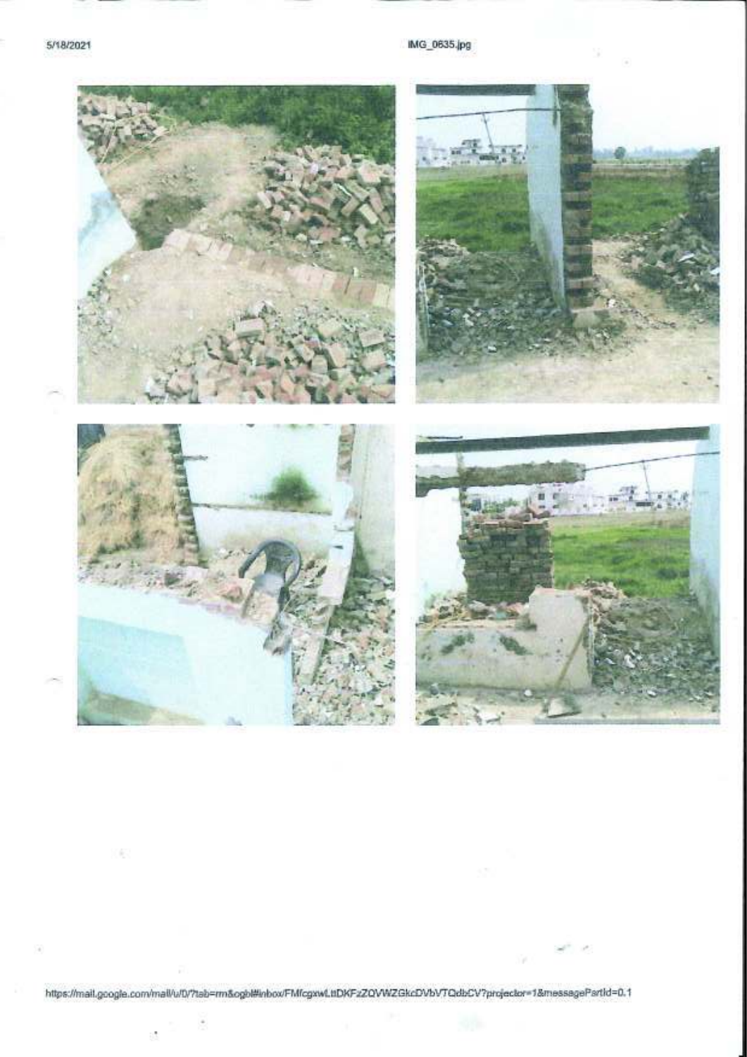5/18/2021

IMG_0635.jpg

https://mail.google.com/mail/u/0/?tab=rm&ogbl#inbox/FMfcgxwLtDKFzZQVWZGkcDVbVTQdbCV?projector=1&messagePartId=0.1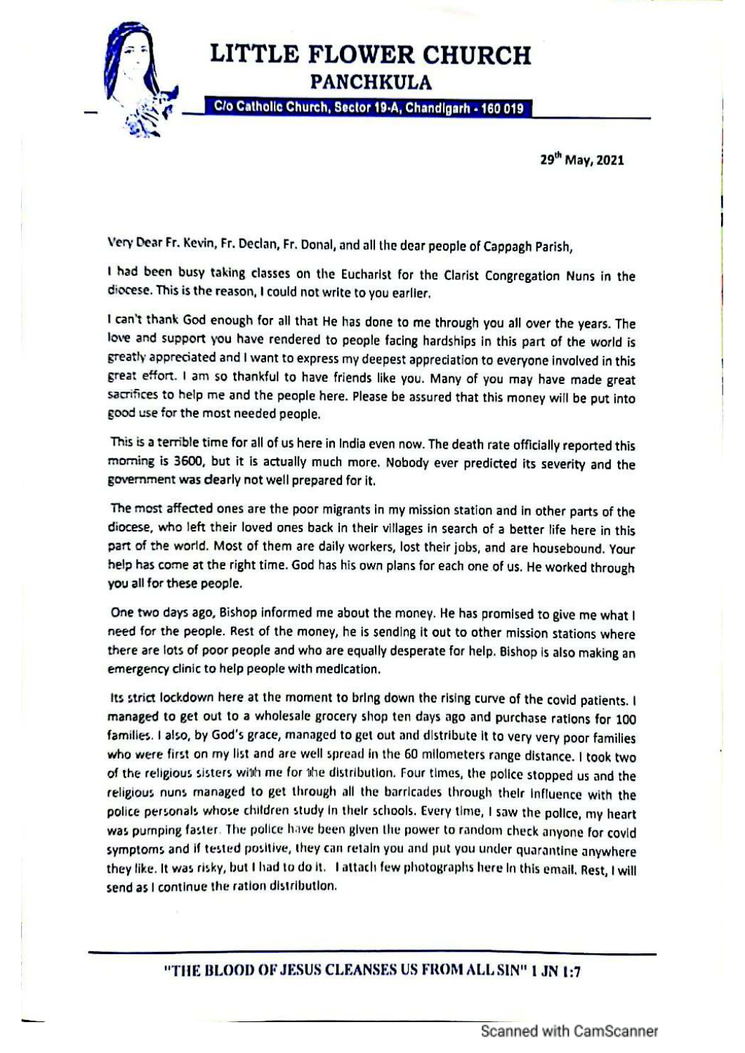# LITTLE FLOWER CHURCH
## PANCHKULA

C/o Catholic Church, Sector 19-A, Chandigarh - 160 019

29th May, 2021

Very Dear Fr. Kevin, Fr. Declan, Fr. Donal, and all the dear people of Cappagh Parish,

I had been busy taking classes on the Eucharist for the Clarist Congregation Nuns in the diocese. This is the reason, I could not write to you earlier.

I can't thank God enough for all that He has done to me through you all over the years. The love and support you have rendered to people facing hardships in this part of the world is greatly appreciated and I want to express my deepest appreciation to everyone involved in this great effort. I am so thankful to have friends like you. Many of you may have made great sacrifices to help me and the people here. Please be assured that this money will be put into good use for the most needed people.

This is a terrible time for all of us here in India even now. The death rate officially reported this morning is 3600, but it is actually much more. Nobody ever predicted its severity and the government was clearly not well prepared for it.

The most affected ones are the poor migrants in my mission station and in other parts of the diocese, who left their loved ones back in their villages in search of a better life here in this part of the world. Most of them are daily workers, lost their jobs, and are housebound. Your help has come at the right time. God has his own plans for each one of us. He worked through you all for these people.

One two days ago, Bishop informed me about the money. He has promised to give me what I need for the people. Rest of the money, he is sending it out to other mission stations where there are lots of poor people and who are equally desperate for help. Bishop is also making an emergency clinic to help people with medication.

Its strict lockdown here at the moment to bring down the rising curve of the covid patients. I managed to get out to a wholesale grocery shop ten days ago and purchase rations for 100 families. I also, by God's grace, managed to get out and distribute it to very very poor families who were first on my list and are well spread in the 60 milometers range distance. I took two of the religious sisters with me for the distribution. Four times, the police stopped us and the religious nuns managed to get through all the barricades through their influence with the police personals whose children study in their schools. Every time, I saw the police, my heart was pumping faster. The police have been given the power to random check anyone for covid symptoms and if tested positive, they can retain you and put you under quarantine anywhere they like. It was risky, but I had to do it. I attach few photographs here in this email. Rest, I will send as I continue the ration distribution.

"THE BLOOD OF JESUS CLEANSES US FROM ALL SIN" 1 JN 1:7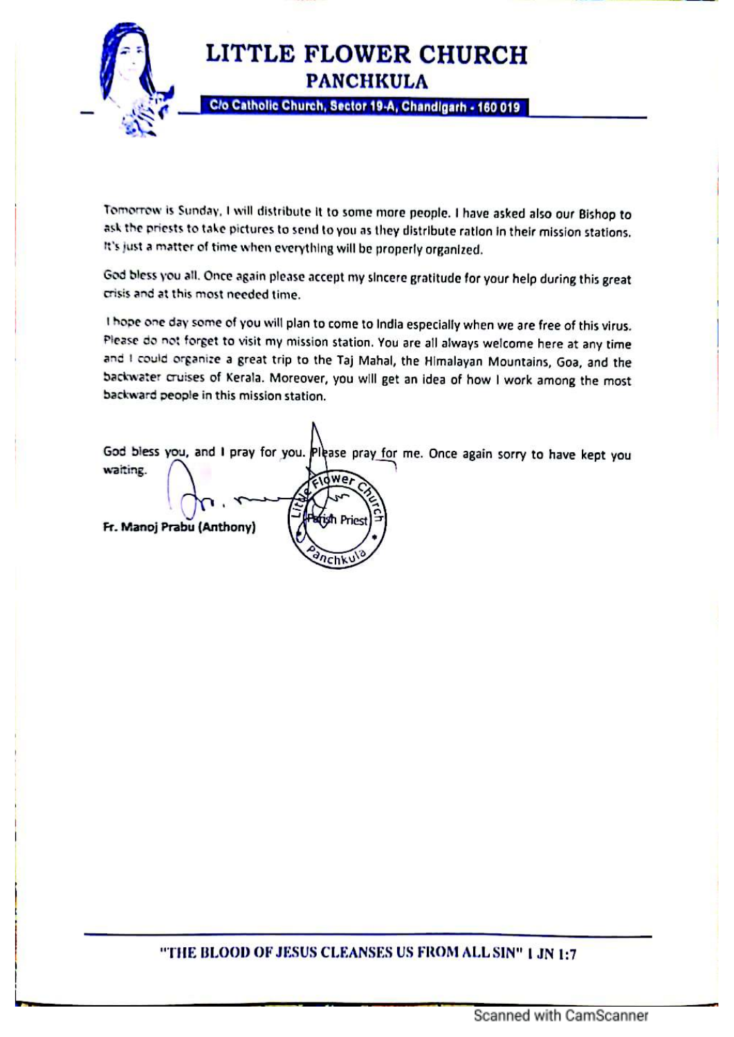# LITTLE FLOWER CHURCH
## PANCHKULA

C/o Catholic Church, Sector 19-A, Chandigarh - 160 019

Tomorrow is Sunday, I will distribute it to some more people. I have asked also our Bishop to ask the priests to take pictures to send to you as they distribute ration in their mission stations. It's just a matter of time when everything will be properly organized.

God bless you all. Once again please accept my sincere gratitude for your help during this great crisis and at this most needed time.

I hope one day some of you will plan to come to India especially when we are free of this virus. Please do not forget to visit my mission station. You are all always welcome here at any time and I could organize a great trip to the Taj Mahal, the Himalayan Mountains, Goa, and the backwater cruises of Kerala. Moreover, you will get an idea of how I work among the most backward people in this mission station.

God bless you, and I pray for you. Please pray for me. Once again sorry to have kept you waiting.

Fr. Manoj Prabu (Anthony)

Little Flower Church
Parish Priest
Panchkula

"THE BLOOD OF JESUS CLEANSES US FROM ALL SIN" I JN 1:7